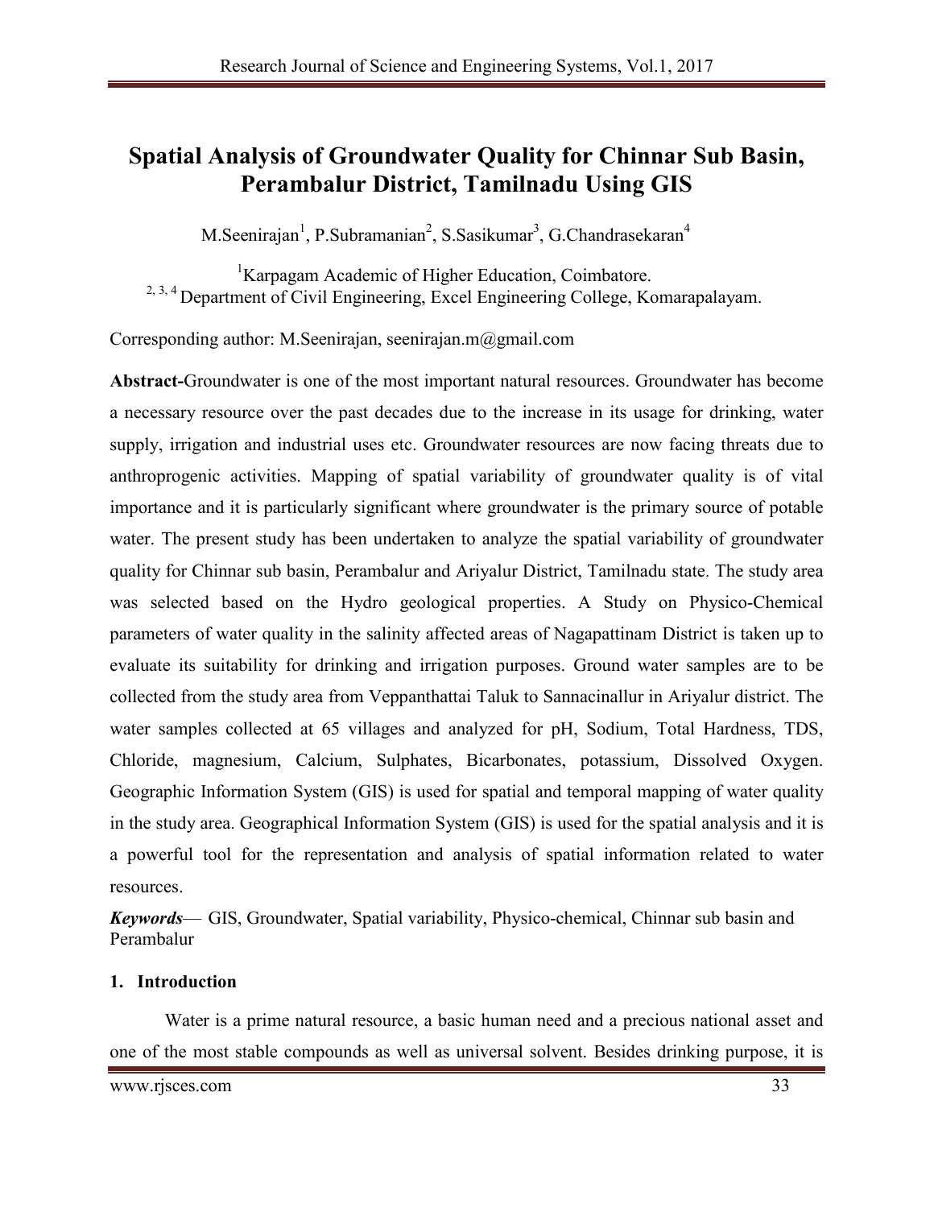# Spatial Analysis of Groundwater Quality for Chinnar Sub Basin, Perambalur District, Tamilnadu Using GIS

M.Seenirajan[1], P.Subramanian[2], S.Sasikumar[3], G.Chandrasekaran[4]

[1]Karpagam Academic of Higher Education, Coimbatore.
[2, 3, 4] Department of Civil Engineering, Excel Engineering College, Komarapalayam.

Corresponding author: M.Seenirajan, seenirajan.m@gmail.com

**Abstract-**Groundwater is one of the most important natural resources. Groundwater has become a necessary resource over the past decades due to the increase in its usage for drinking, water supply, irrigation and industrial uses etc. Groundwater resources are now facing threats due to anthroprogenic activities. Mapping of spatial variability of groundwater quality is of vital importance and it is particularly significant where groundwater is the primary source of potable water. The present study has been undertaken to analyze the spatial variability of groundwater quality for Chinnar sub basin, Perambalur and Ariyalur District, Tamilnadu state. The study area was selected based on the Hydro geological properties. A Study on Physico-Chemical parameters of water quality in the salinity affected areas of Nagapattinam District is taken up to evaluate its suitability for drinking and irrigation purposes. Ground water samples are to be collected from the study area from Veppanthattai Taluk to Sannacinallur in Ariyalur district. The water samples collected at 65 villages and analyzed for pH, Sodium, Total Hardness, TDS, Chloride, magnesium, Calcium, Sulphates, Bicarbonates, potassium, Dissolved Oxygen. Geographic Information System (GIS) is used for spatial and temporal mapping of water quality in the study area. Geographical Information System (GIS) is used for the spatial analysis and it is a powerful tool for the representation and analysis of spatial information related to water resources.

***Keywords***— GIS, Groundwater, Spatial variability, Physico-chemical, Chinnar sub basin and Perambalur

## 1. Introduction

Water is a prime natural resource, a basic human need and a precious national asset and one of the most stable compounds as well as universal solvent. Besides drinking purpose, it is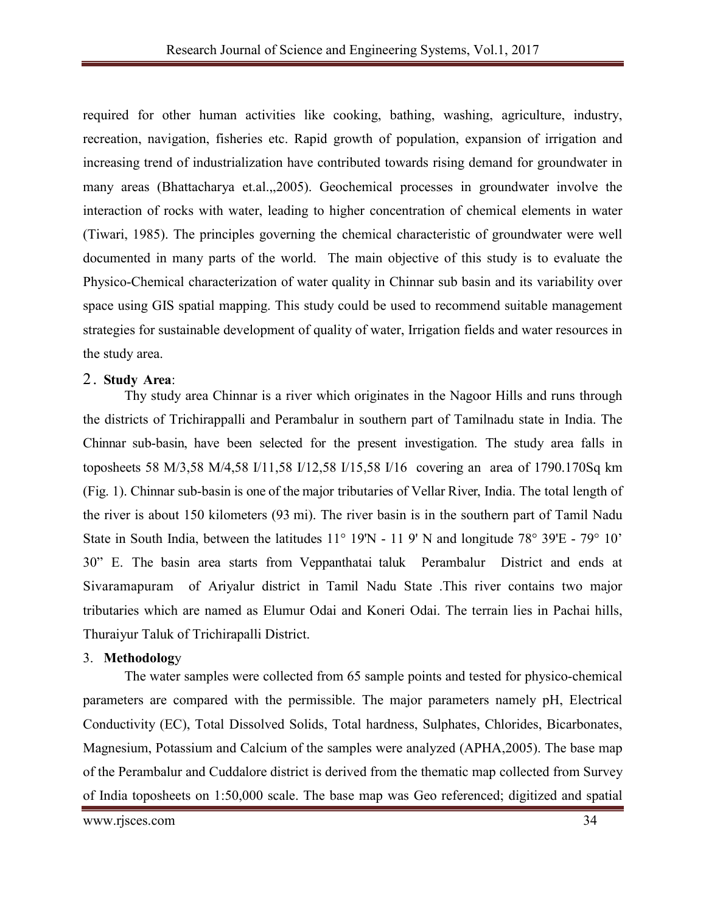required for other human activities like cooking, bathing, washing, agriculture, industry, recreation, navigation, fisheries etc. Rapid growth of population, expansion of irrigation and increasing trend of industrialization have contributed towards rising demand for groundwater in many areas (Bhattacharya et.al.,,2005). Geochemical processes in groundwater involve the interaction of rocks with water, leading to higher concentration of chemical elements in water (Tiwari, 1985). The principles governing the chemical characteristic of groundwater were well documented in many parts of the world. The main objective of this study is to evaluate the Physico-Chemical characterization of water quality in Chinnar sub basin and its variability over space using GIS spatial mapping. This study could be used to recommend suitable management strategies for sustainable development of quality of water, Irrigation fields and water resources in the study area.

## 2. Study Area:

Thy study area Chinnar is a river which originates in the Nagoor Hills and runs through the districts of Trichirappalli and Perambalur in southern part of Tamilnadu state in India. The Chinnar sub-basin, have been selected for the present investigation. The study area falls in toposheets 58 M/3,58 M/4,58 I/11,58 I/12,58 I/15,58 I/16 covering an area of 1790.170Sq km (Fig. 1). Chinnar sub-basin is one of the major tributaries of Vellar River, India. The total length of the river is about 150 kilometers (93 mi). The river basin is in the southern part of Tamil Nadu State in South India, between the latitudes 11° 19'N - 11 9' N and longitude 78° 39'E - 79° 10' 30" E. The basin area starts from Veppanthatai taluk Perambalur District and ends at Sivaramapuram of Ariyalur district in Tamil Nadu State .This river contains two major tributaries which are named as Elumur Odai and Koneri Odai. The terrain lies in Pachai hills, Thuraiyur Taluk of Trichirapalli District.

## 3. Methodology

The water samples were collected from 65 sample points and tested for physico-chemical parameters are compared with the permissible. The major parameters namely pH, Electrical Conductivity (EC), Total Dissolved Solids, Total hardness, Sulphates, Chlorides, Bicarbonates, Magnesium, Potassium and Calcium of the samples were analyzed (APHA,2005). The base map of the Perambalur and Cuddalore district is derived from the thematic map collected from Survey of India toposheets on 1:50,000 scale. The base map was Geo referenced; digitized and spatial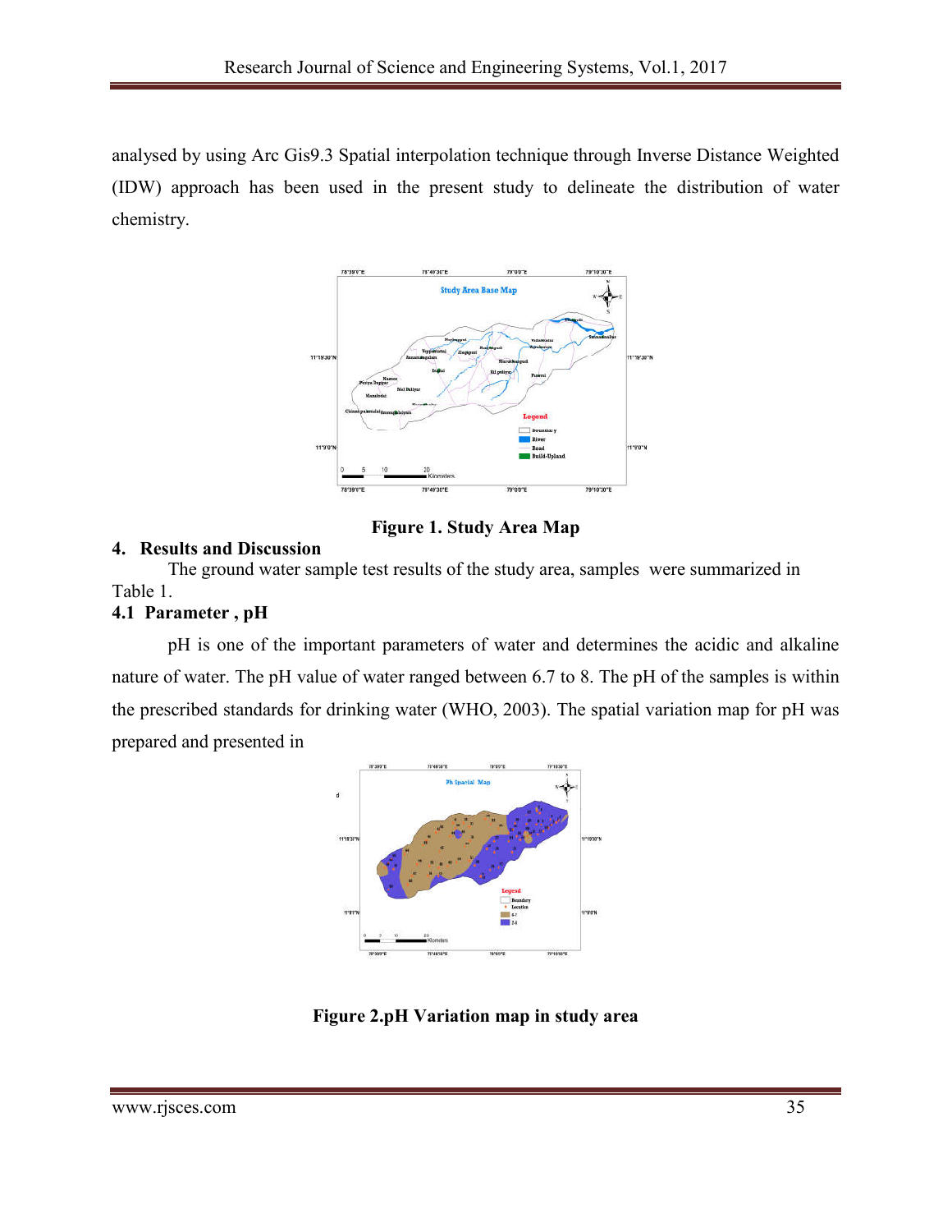analysed by using Arc Gis9.3 Spatial interpolation technique through Inverse Distance Weighted (IDW) approach has been used in the present study to delineate the distribution of water chemistry.

**Figure 1. Study Area Map**

## 4. Results and Discussion

The ground water sample test results of the study area, samples were summarized in Table 1.

### 4.1 Parameter , pH

pH is one of the important parameters of water and determines the acidic and alkaline nature of water. The pH value of water ranged between 6.7 to 8. The pH of the samples is within the prescribed standards for drinking water (WHO, 2003). The spatial variation map for pH was prepared and presented in

**Figure 2.pH Variation map in study area**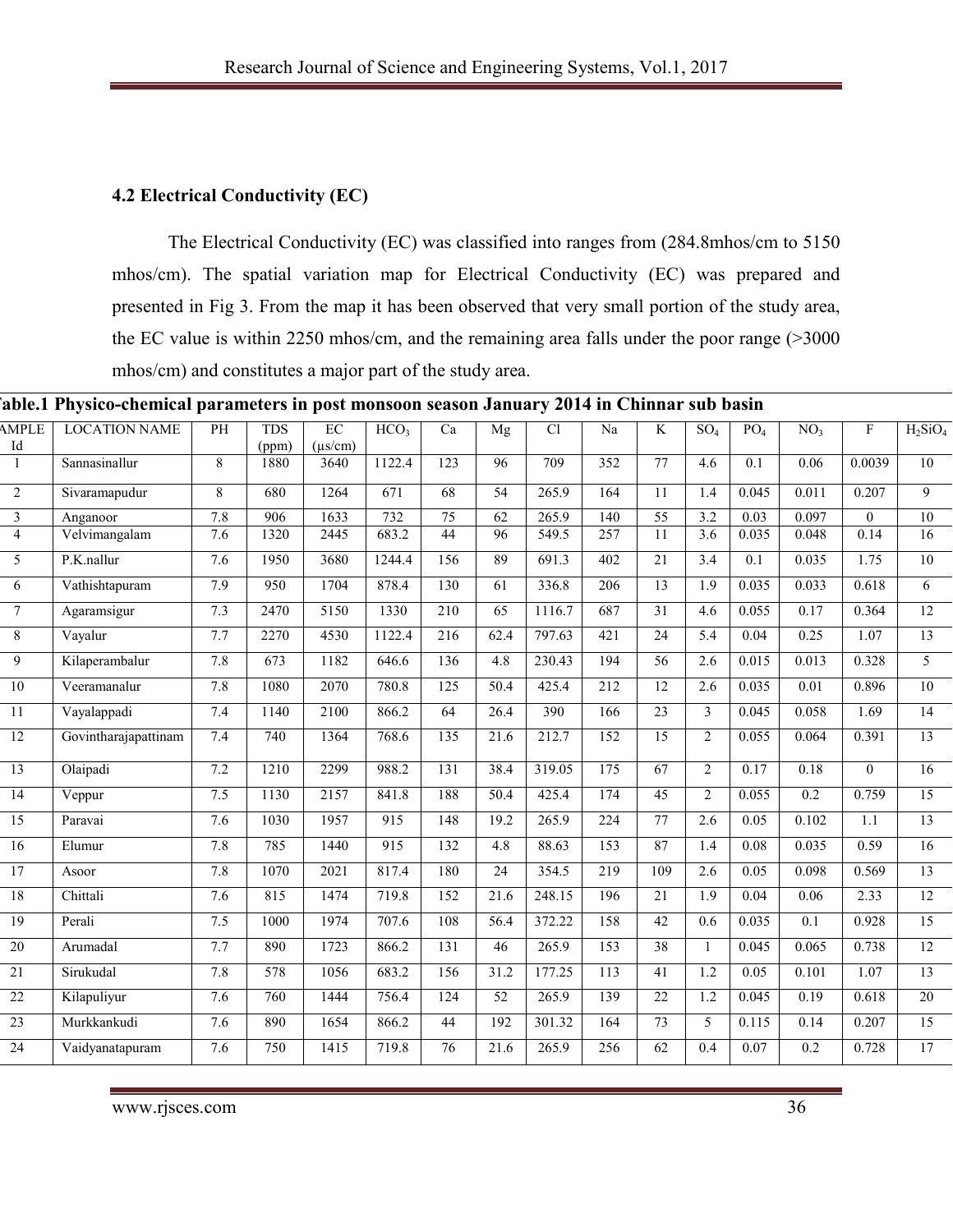### 4.2 Electrical Conductivity (EC)

The Electrical Conductivity (EC) was classified into ranges from (284.8mhos/cm to 5150 mhos/cm). The spatial variation map for Electrical Conductivity (EC) was prepared and presented in Fig 3. From the map it has been observed that very small portion of the study area, the EC value is within 2250 mhos/cm, and the remaining area falls under the poor range (>3000 mhos/cm) and constitutes a major part of the study area.

**Table.1 Physico-chemical parameters in post monsoon season January 2014 in Chinnar sub basin**

| SAMPLE Id | LOCATION NAME | PH | TDS (ppm) | EC (μs/cm) | $HCO_3$ | Ca | Mg | Cl | Na | K | $SO_4$ | $PO_4$ | $NO_3$ | F | $H_2SiO_4$ |
|---|---|---|---|---|---|---|---|---|---|---|---|---|---|---|---|
| 1 | Sannasinallur | 8 | 1880 | 3640 | 1122.4 | 123 | 96 | 709 | 352 | 77 | 4.6 | 0.1 | 0.06 | 0.0039 | 10 |
| 2 | Sivaramapudur | 8 | 680 | 1264 | 671 | 68 | 54 | 265.9 | 164 | 11 | 1.4 | 0.045 | 0.011 | 0.207 | 9 |
| 3 | Anganoor | 7.8 | 906 | 1633 | 732 | 75 | 62 | 265.9 | 140 | 55 | 3.2 | 0.03 | 0.097 | 0 | 10 |
| 4 | Velvimangalam | 7.6 | 1320 | 2445 | 683.2 | 44 | 96 | 549.5 | 257 | 11 | 3.6 | 0.035 | 0.048 | 0.14 | 16 |
| 5 | P.K.nallur | 7.6 | 1950 | 3680 | 1244.4 | 156 | 89 | 691.3 | 402 | 21 | 3.4 | 0.1 | 0.035 | 1.75 | 10 |
| 6 | Vathishtapuram | 7.9 | 950 | 1704 | 878.4 | 130 | 61 | 336.8 | 206 | 13 | 1.9 | 0.035 | 0.033 | 0.618 | 6 |
| 7 | Agaramsigur | 7.3 | 2470 | 5150 | 1330 | 210 | 65 | 1116.7 | 687 | 31 | 4.6 | 0.055 | 0.17 | 0.364 | 12 |
| 8 | Vayalur | 7.7 | 2270 | 4530 | 1122.4 | 216 | 62.4 | 797.63 | 421 | 24 | 5.4 | 0.04 | 0.25 | 1.07 | 13 |
| 9 | Kilaperambalur | 7.8 | 673 | 1182 | 646.6 | 136 | 4.8 | 230.43 | 194 | 56 | 2.6 | 0.015 | 0.013 | 0.328 | 5 |
| 10 | Veeramanalur | 7.8 | 1080 | 2070 | 780.8 | 125 | 50.4 | 425.4 | 212 | 12 | 2.6 | 0.035 | 0.01 | 0.896 | 10 |
| 11 | Vayalappadi | 7.4 | 1140 | 2100 | 866.2 | 64 | 26.4 | 390 | 166 | 23 | 3 | 0.045 | 0.058 | 1.69 | 14 |
| 12 | Govintharajapattinam | 7.4 | 740 | 1364 | 768.6 | 135 | 21.6 | 212.7 | 152 | 15 | 2 | 0.055 | 0.064 | 0.391 | 13 |
| 13 | Olaipadi | 7.2 | 1210 | 2299 | 988.2 | 131 | 38.4 | 319.05 | 175 | 67 | 2 | 0.17 | 0.18 | 0 | 16 |
| 14 | Veppur | 7.5 | 1130 | 2157 | 841.8 | 188 | 50.4 | 425.4 | 174 | 45 | 2 | 0.055 | 0.2 | 0.759 | 15 |
| 15 | Paravai | 7.6 | 1030 | 1957 | 915 | 148 | 19.2 | 265.9 | 224 | 77 | 2.6 | 0.05 | 0.102 | 1.1 | 13 |
| 16 | Elumur | 7.8 | 785 | 1440 | 915 | 132 | 4.8 | 88.63 | 153 | 87 | 1.4 | 0.08 | 0.035 | 0.59 | 16 |
| 17 | Asoor | 7.8 | 1070 | 2021 | 817.4 | 180 | 24 | 354.5 | 219 | 109 | 2.6 | 0.05 | 0.098 | 0.569 | 13 |
| 18 | Chittali | 7.6 | 815 | 1474 | 719.8 | 152 | 21.6 | 248.15 | 196 | 21 | 1.9 | 0.04 | 0.06 | 2.33 | 12 |
| 19 | Perali | 7.5 | 1000 | 1974 | 707.6 | 108 | 56.4 | 372.22 | 158 | 42 | 0.6 | 0.035 | 0.1 | 0.928 | 15 |
| 20 | Arumadal | 7.7 | 890 | 1723 | 866.2 | 131 | 46 | 265.9 | 153 | 38 | 1 | 0.045 | 0.065 | 0.738 | 12 |
| 21 | Sirukudal | 7.8 | 578 | 1056 | 683.2 | 156 | 31.2 | 177.25 | 113 | 41 | 1.2 | 0.05 | 0.101 | 1.07 | 13 |
| 22 | Kilapuliyur | 7.6 | 760 | 1444 | 756.4 | 124 | 52 | 265.9 | 139 | 22 | 1.2 | 0.045 | 0.19 | 0.618 | 20 |
| 23 | Murkkankudi | 7.6 | 890 | 1654 | 866.2 | 44 | 192 | 301.32 | 164 | 73 | 5 | 0.115 | 0.14 | 0.207 | 15 |
| 24 | Vaidyanatapuram | 7.6 | 750 | 1415 | 719.8 | 76 | 21.6 | 265.9 | 256 | 62 | 0.4 | 0.07 | 0.2 | 0.728 | 17 |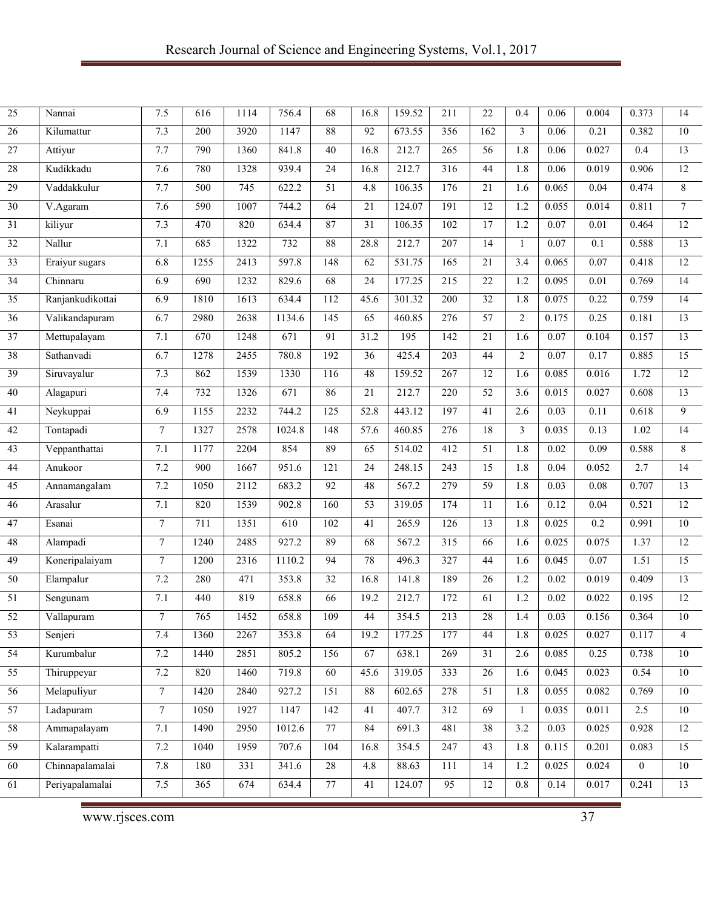| | | | | | | | | | | | | | | | |
|---|---|---|---|---|---|---|---|---|---|---|---|---|---|---|---|
| 25 | Nannai | 7.5 | 616 | 1114 | 756.4 | 68 | 16.8 | 159.52 | 211 | 22 | 0.4 | 0.06 | 0.004 | 0.373 | 14 |
| 26 | Kilumattur | 7.3 | 200 | 3920 | 1147 | 88 | 92 | 673.55 | 356 | 162 | 3 | 0.06 | 0.21 | 0.382 | 10 |
| 27 | Attiyur | 7.7 | 790 | 1360 | 841.8 | 40 | 16.8 | 212.7 | 265 | 56 | 1.8 | 0.06 | 0.027 | 0.4 | 13 |
| 28 | Kudikkadu | 7.6 | 780 | 1328 | 939.4 | 24 | 16.8 | 212.7 | 316 | 44 | 1.8 | 0.06 | 0.019 | 0.906 | 12 |
| 29 | Vaddakkulur | 7.7 | 500 | 745 | 622.2 | 51 | 4.8 | 106.35 | 176 | 21 | 1.6 | 0.065 | 0.04 | 0.474 | 8 |
| 30 | V.Agaram | 7.6 | 590 | 1007 | 744.2 | 64 | 21 | 124.07 | 191 | 12 | 1.2 | 0.055 | 0.014 | 0.811 | 7 |
| 31 | kiliyur | 7.3 | 470 | 820 | 634.4 | 87 | 31 | 106.35 | 102 | 17 | 1.2 | 0.07 | 0.01 | 0.464 | 12 |
| 32 | Nallur | 7.1 | 685 | 1322 | 732 | 88 | 28.8 | 212.7 | 207 | 14 | 1 | 0.07 | 0.1 | 0.588 | 13 |
| 33 | Eraiyur sugars | 6.8 | 1255 | 2413 | 597.8 | 148 | 62 | 531.75 | 165 | 21 | 3.4 | 0.065 | 0.07 | 0.418 | 12 |
| 34 | Chinnaru | 6.9 | 690 | 1232 | 829.6 | 68 | 24 | 177.25 | 215 | 22 | 1.2 | 0.095 | 0.01 | 0.769 | 14 |
| 35 | Ranjankudikottai | 6.9 | 1810 | 1613 | 634.4 | 112 | 45.6 | 301.32 | 200 | 32 | 1.8 | 0.075 | 0.22 | 0.759 | 14 |
| 36 | Valikandapuram | 6.7 | 2980 | 2638 | 1134.6 | 145 | 65 | 460.85 | 276 | 57 | 2 | 0.175 | 0.25 | 0.181 | 13 |
| 37 | Mettupalayam | 7.1 | 670 | 1248 | 671 | 91 | 31.2 | 195 | 142 | 21 | 1.6 | 0.07 | 0.104 | 0.157 | 13 |
| 38 | Sathanvadi | 6.7 | 1278 | 2455 | 780.8 | 192 | 36 | 425.4 | 203 | 44 | 2 | 0.07 | 0.17 | 0.885 | 15 |
| 39 | Siruvayalur | 7.3 | 862 | 1539 | 1330 | 116 | 48 | 159.52 | 267 | 12 | 1.6 | 0.085 | 0.016 | 1.72 | 12 |
| 40 | Alagapuri | 7.4 | 732 | 1326 | 671 | 86 | 21 | 212.7 | 220 | 52 | 3.6 | 0.015 | 0.027 | 0.608 | 13 |
| 41 | Neykuppai | 6.9 | 1155 | 2232 | 744.2 | 125 | 52.8 | 443.12 | 197 | 41 | 2.6 | 0.03 | 0.11 | 0.618 | 9 |
| 42 | Tontapadi | 7 | 1327 | 2578 | 1024.8 | 148 | 57.6 | 460.85 | 276 | 18 | 3 | 0.035 | 0.13 | 1.02 | 14 |
| 43 | Veppanthattai | 7.1 | 1177 | 2204 | 854 | 89 | 65 | 514.02 | 412 | 51 | 1.8 | 0.02 | 0.09 | 0.588 | 8 |
| 44 | Anukoor | 7.2 | 900 | 1667 | 951.6 | 121 | 24 | 248.15 | 243 | 15 | 1.8 | 0.04 | 0.052 | 2.7 | 14 |
| 45 | Annamangalam | 7.2 | 1050 | 2112 | 683.2 | 92 | 48 | 567.2 | 279 | 59 | 1.8 | 0.03 | 0.08 | 0.707 | 13 |
| 46 | Arasalur | 7.1 | 820 | 1539 | 902.8 | 160 | 53 | 319.05 | 174 | 11 | 1.6 | 0.12 | 0.04 | 0.521 | 12 |
| 47 | Esanai | 7 | 711 | 1351 | 610 | 102 | 41 | 265.9 | 126 | 13 | 1.8 | 0.025 | 0.2 | 0.991 | 10 |
| 48 | Alampadi | 7 | 1240 | 2485 | 927.2 | 89 | 68 | 567.2 | 315 | 66 | 1.6 | 0.025 | 0.075 | 1.37 | 12 |
| 49 | Koneripalaiyam | 7 | 1200 | 2316 | 1110.2 | 94 | 78 | 496.3 | 327 | 44 | 1.6 | 0.045 | 0.07 | 1.51 | 15 |
| 50 | Elampalur | 7.2 | 280 | 471 | 353.8 | 32 | 16.8 | 141.8 | 189 | 26 | 1.2 | 0.02 | 0.019 | 0.409 | 13 |
| 51 | Sengunam | 7.1 | 440 | 819 | 658.8 | 66 | 19.2 | 212.7 | 172 | 61 | 1.2 | 0.02 | 0.022 | 0.195 | 12 |
| 52 | Vallapuram | 7 | 765 | 1452 | 658.8 | 109 | 44 | 354.5 | 213 | 28 | 1.4 | 0.03 | 0.156 | 0.364 | 10 |
| 53 | Senjeri | 7.4 | 1360 | 2267 | 353.8 | 64 | 19.2 | 177.25 | 177 | 44 | 1.8 | 0.025 | 0.027 | 0.117 | 4 |
| 54 | Kurumbalur | 7.2 | 1440 | 2851 | 805.2 | 156 | 67 | 638.1 | 269 | 31 | 2.6 | 0.085 | 0.25 | 0.738 | 10 |
| 55 | Thiruppeyar | 7.2 | 820 | 1460 | 719.8 | 60 | 45.6 | 319.05 | 333 | 26 | 1.6 | 0.045 | 0.023 | 0.54 | 10 |
| 56 | Melapuliyur | 7 | 1420 | 2840 | 927.2 | 151 | 88 | 602.65 | 278 | 51 | 1.8 | 0.055 | 0.082 | 0.769 | 10 |
| 57 | Ladapuram | 7 | 1050 | 1927 | 1147 | 142 | 41 | 407.7 | 312 | 69 | 1 | 0.035 | 0.011 | 2.5 | 10 |
| 58 | Ammapalayam | 7.1 | 1490 | 2950 | 1012.6 | 77 | 84 | 691.3 | 481 | 38 | 3.2 | 0.03 | 0.025 | 0.928 | 12 |
| 59 | Kalarampatti | 7.2 | 1040 | 1959 | 707.6 | 104 | 16.8 | 354.5 | 247 | 43 | 1.8 | 0.115 | 0.201 | 0.083 | 15 |
| 60 | Chinnapalamalai | 7.8 | 180 | 331 | 341.6 | 28 | 4.8 | 88.63 | 111 | 14 | 1.2 | 0.025 | 0.024 | 0 | 10 |
| 61 | Periyapalamalai | 7.5 | 365 | 674 | 634.4 | 77 | 41 | 124.07 | 95 | 12 | 0.8 | 0.14 | 0.017 | 0.241 | 13 |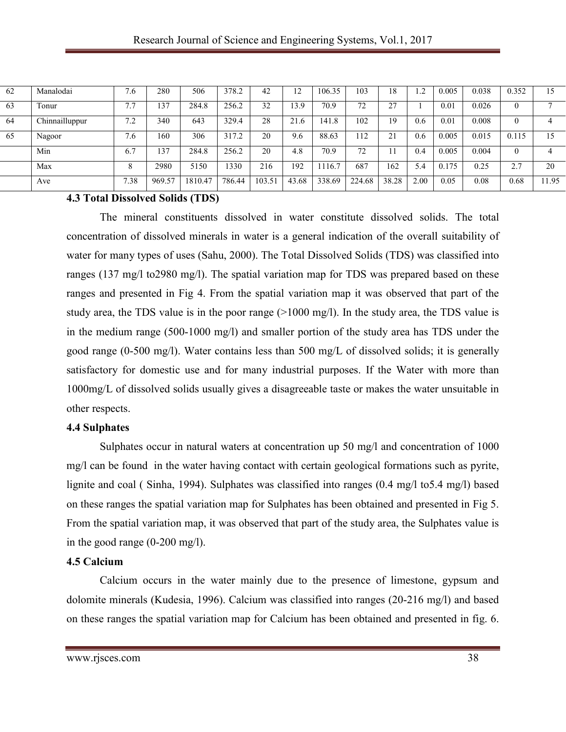| 62 | Manalodai | 7.6 | 280 | 506 | 378.2 | 42 | 12 | 106.35 | 103 | 18 | 1.2 | 0.005 | 0.038 | 0.352 | 15 |
|---|---|---|---|---|---|---|---|---|---|---|---|---|---|---|---|
| 63 | Tonur | 7.7 | 137 | 284.8 | 256.2 | 32 | 13.9 | 70.9 | 72 | 27 | 1 | 0.01 | 0.026 | 0 | 7 |
| 64 | Chinnailluppur | 7.2 | 340 | 643 | 329.4 | 28 | 21.6 | 141.8 | 102 | 19 | 0.6 | 0.01 | 0.008 | 0 | 4 |
| 65 | Nagoor | 7.6 | 160 | 306 | 317.2 | 20 | 9.6 | 88.63 | 112 | 21 | 0.6 | 0.005 | 0.015 | 0.115 | 15 |
| | Min | 6.7 | 137 | 284.8 | 256.2 | 20 | 4.8 | 70.9 | 72 | 11 | 0.4 | 0.005 | 0.004 | 0 | 4 |
| | Max | 8 | 2980 | 5150 | 1330 | 216 | 192 | 1116.7 | 687 | 162 | 5.4 | 0.175 | 0.25 | 2.7 | 20 |
| | Ave | 7.38 | 969.57 | 1810.47 | 786.44 | 103.51 | 43.68 | 338.69 | 224.68 | 38.28 | 2.00 | 0.05 | 0.08 | 0.68 | 11.95 |

### 4.3 Total Dissolved Solids (TDS)

The mineral constituents dissolved in water constitute dissolved solids. The total concentration of dissolved minerals in water is a general indication of the overall suitability of water for many types of uses (Sahu, 2000). The Total Dissolved Solids (TDS) was classified into ranges (137 mg/l to2980 mg/l). The spatial variation map for TDS was prepared based on these ranges and presented in Fig 4. From the spatial variation map it was observed that part of the study area, the TDS value is in the poor range (>1000 mg/l). In the study area, the TDS value is in the medium range (500-1000 mg/l) and smaller portion of the study area has TDS under the good range (0-500 mg/l). Water contains less than 500 mg/L of dissolved solids; it is generally satisfactory for domestic use and for many industrial purposes. If the Water with more than 1000mg/L of dissolved solids usually gives a disagreeable taste or makes the water unsuitable in other respects.

### 4.4 Sulphates

Sulphates occur in natural waters at concentration up 50 mg/l and concentration of 1000 mg/l can be found in the water having contact with certain geological formations such as pyrite, lignite and coal ( Sinha, 1994). Sulphates was classified into ranges (0.4 mg/l to5.4 mg/l) based on these ranges the spatial variation map for Sulphates has been obtained and presented in Fig 5. From the spatial variation map, it was observed that part of the study area, the Sulphates value is in the good range (0-200 mg/l).

### 4.5 Calcium

Calcium occurs in the water mainly due to the presence of limestone, gypsum and dolomite minerals (Kudesia, 1996). Calcium was classified into ranges (20-216 mg/l) and based on these ranges the spatial variation map for Calcium has been obtained and presented in fig. 6.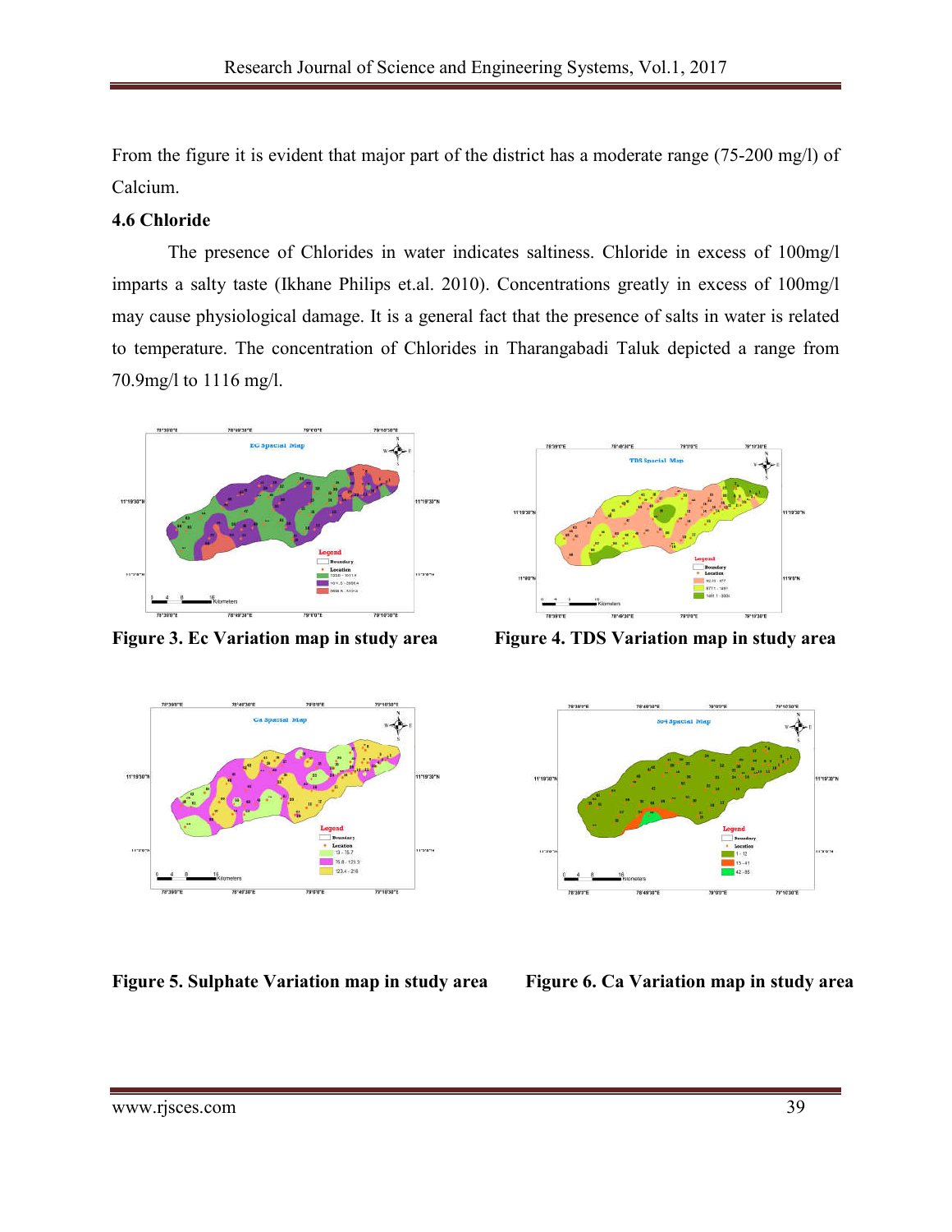From the figure it is evident that major part of the district has a moderate range (75-200 mg/l) of Calcium.

### 4.6 Chloride

The presence of Chlorides in water indicates saltiness. Chloride in excess of 100mg/l imparts a salty taste (Ikhane Philips et.al. 2010). Concentrations greatly in excess of 100mg/l may cause physiological damage. It is a general fact that the presence of salts in water is related to temperature. The concentration of Chlorides in Tharangabadi Taluk depicted a range from 70.9mg/l to 1116 mg/l.

**Figure 3. Ec Variation map in study area**

**Figure 4. TDS Variation map in study area**

**Figure 5. Sulphate Variation map in study area**

**Figure 6. Ca Variation map in study area**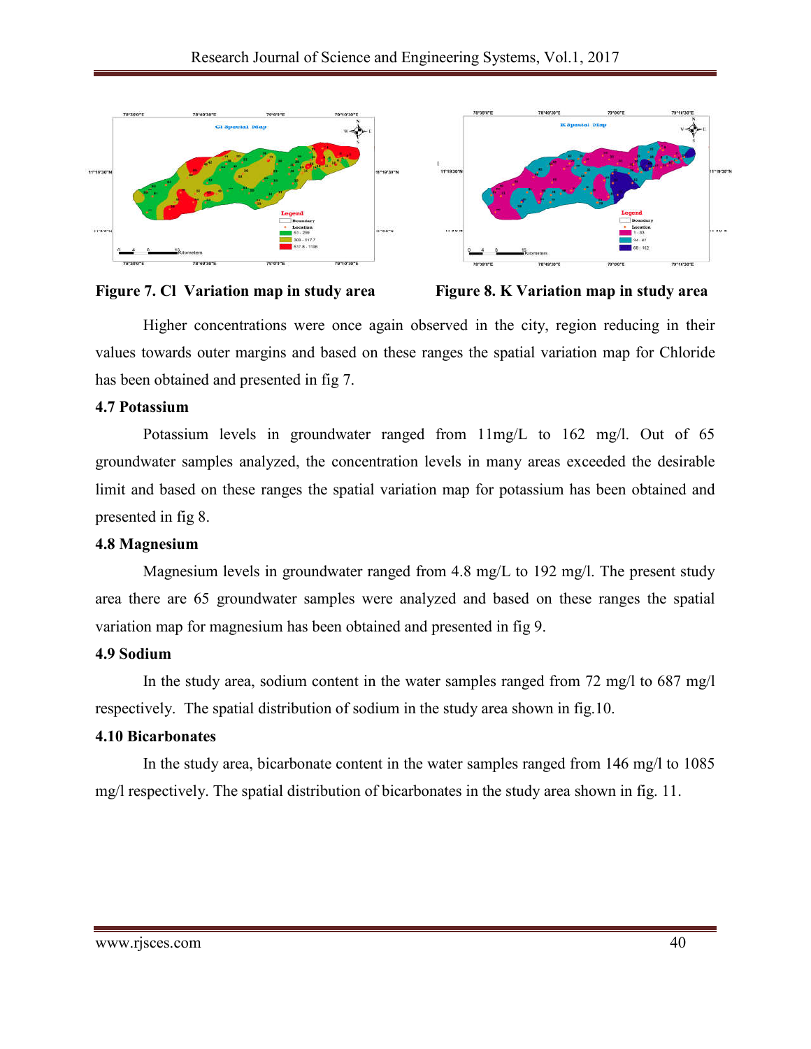**Figure 7. Cl Variation map in study area**

**Figure 8. K Variation map in study area**

Higher concentrations were once again observed in the city, region reducing in their values towards outer margins and based on these ranges the spatial variation map for Chloride has been obtained and presented in fig 7.

### 4.7 Potassium

Potassium levels in groundwater ranged from 11mg/L to 162 mg/l. Out of 65 groundwater samples analyzed, the concentration levels in many areas exceeded the desirable limit and based on these ranges the spatial variation map for potassium has been obtained and presented in fig 8.

### 4.8 Magnesium

Magnesium levels in groundwater ranged from 4.8 mg/L to 192 mg/l. The present study area there are 65 groundwater samples were analyzed and based on these ranges the spatial variation map for magnesium has been obtained and presented in fig 9.

### 4.9 Sodium

In the study area, sodium content in the water samples ranged from 72 mg/l to 687 mg/l respectively. The spatial distribution of sodium in the study area shown in fig.10.

### 4.10 Bicarbonates

In the study area, bicarbonate content in the water samples ranged from 146 mg/l to 1085 mg/l respectively. The spatial distribution of bicarbonates in the study area shown in fig. 11.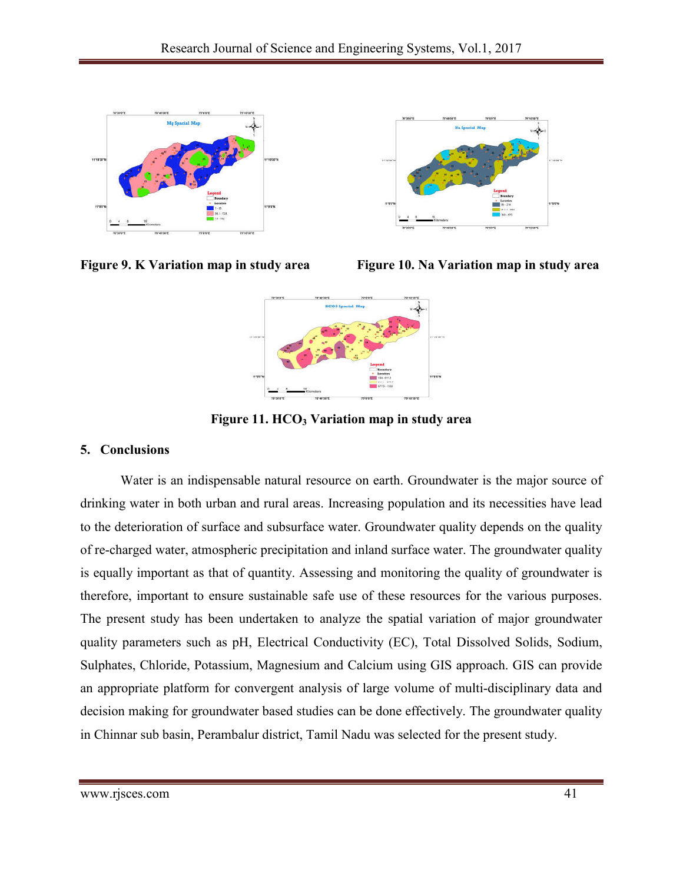Figure 9. K Variation map in study area

Figure 10. Na Variation map in study area

Figure 11. $HCO_3$ Variation map in study area

## 5. Conclusions

Water is an indispensable natural resource on earth. Groundwater is the major source of drinking water in both urban and rural areas. Increasing population and its necessities have lead to the deterioration of surface and subsurface water. Groundwater quality depends on the quality of re-charged water, atmospheric precipitation and inland surface water. The groundwater quality is equally important as that of quantity. Assessing and monitoring the quality of groundwater is therefore, important to ensure sustainable safe use of these resources for the various purposes. The present study has been undertaken to analyze the spatial variation of major groundwater quality parameters such as pH, Electrical Conductivity (EC), Total Dissolved Solids, Sodium, Sulphates, Chloride, Potassium, Magnesium and Calcium using GIS approach. GIS can provide an appropriate platform for convergent analysis of large volume of multi-disciplinary data and decision making for groundwater based studies can be done effectively. The groundwater quality in Chinnar sub basin, Perambalur district, Tamil Nadu was selected for the present study.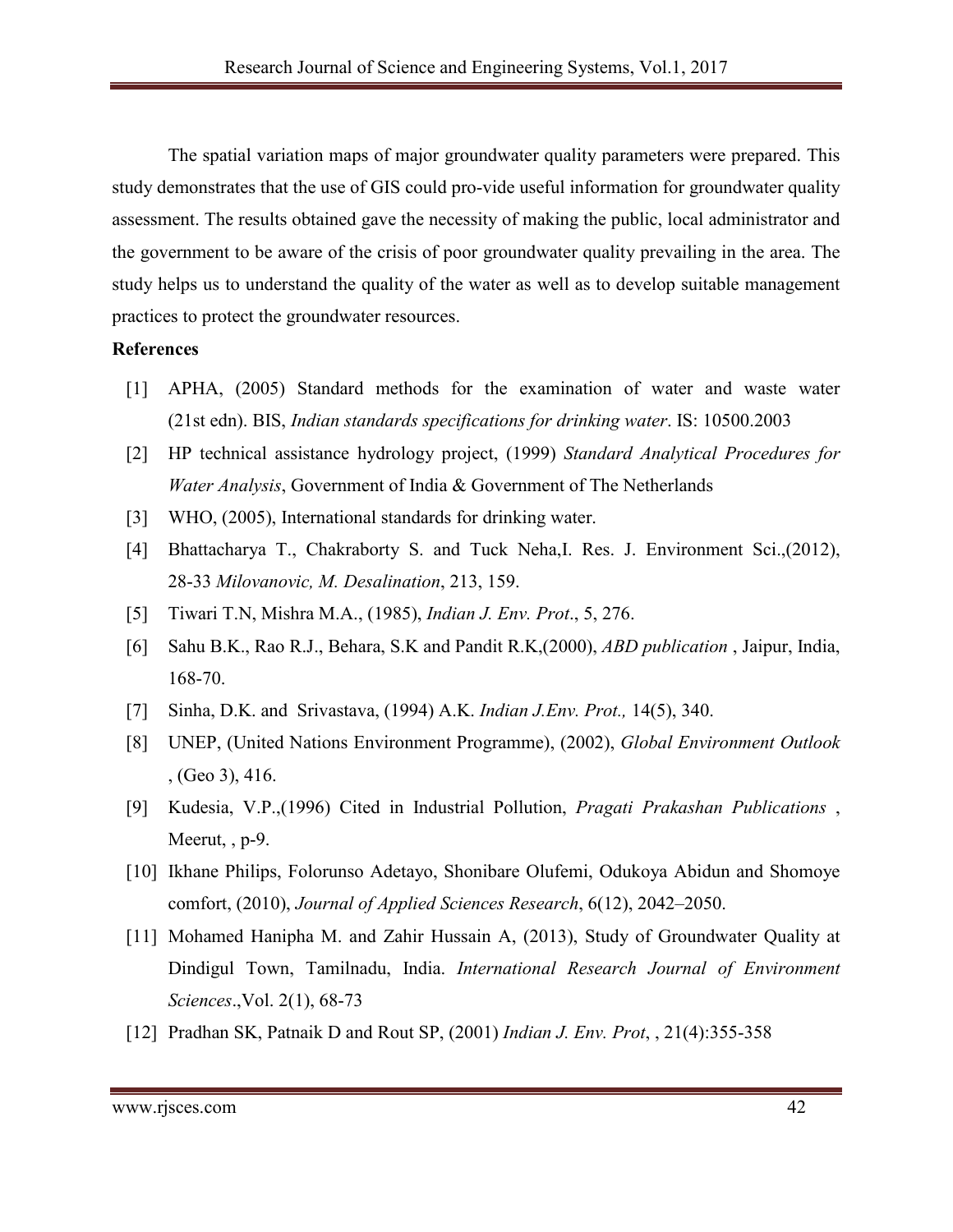The spatial variation maps of major groundwater quality parameters were prepared. This study demonstrates that the use of GIS could pro-vide useful information for groundwater quality assessment. The results obtained gave the necessity of making the public, local administrator and the government to be aware of the crisis of poor groundwater quality prevailing in the area. The study helps us to understand the quality of the water as well as to develop suitable management practices to protect the groundwater resources.

**References**

[1] APHA, (2005) Standard methods for the examination of water and waste water (21st edn). BIS, *Indian standards specifications for drinking water*. IS: 10500.2003

[2] HP technical assistance hydrology project, (1999) *Standard Analytical Procedures for Water Analysis*, Government of India & Government of The Netherlands

[3] WHO, (2005), International standards for drinking water.

[4] Bhattacharya T., Chakraborty S. and Tuck Neha,I. Res. J. Environment Sci.,(2012), 28-33 *Milovanovic, M. Desalination*, 213, 159.

[5] Tiwari T.N, Mishra M.A., (1985), *Indian J. Env. Prot*., 5, 276.

[6] Sahu B.K., Rao R.J., Behara, S.K and Pandit R.K,(2000), *ABD publication* , Jaipur, India, 168-70.

[7] Sinha, D.K. and Srivastava, (1994) A.K. *Indian J.Env. Prot.,* 14(5), 340.

[8] UNEP, (United Nations Environment Programme), (2002), *Global Environment Outlook* , (Geo 3), 416.

[9] Kudesia, V.P.,(1996) Cited in Industrial Pollution, *Pragati Prakashan Publications* , Meerut, , p-9.

[10] Ikhane Philips, Folorunso Adetayo, Shonibare Olufemi, Odukoya Abidun and Shomoye comfort, (2010), *Journal of Applied Sciences Research*, 6(12), 2042–2050.

[11] Mohamed Hanipha M. and Zahir Hussain A, (2013), Study of Groundwater Quality at Dindigul Town, Tamilnadu, India. *International Research Journal of Environment Sciences*.,Vol. 2(1), 68-73

[12] Pradhan SK, Patnaik D and Rout SP, (2001) *Indian J. Env. Prot*, , 21(4):355-358